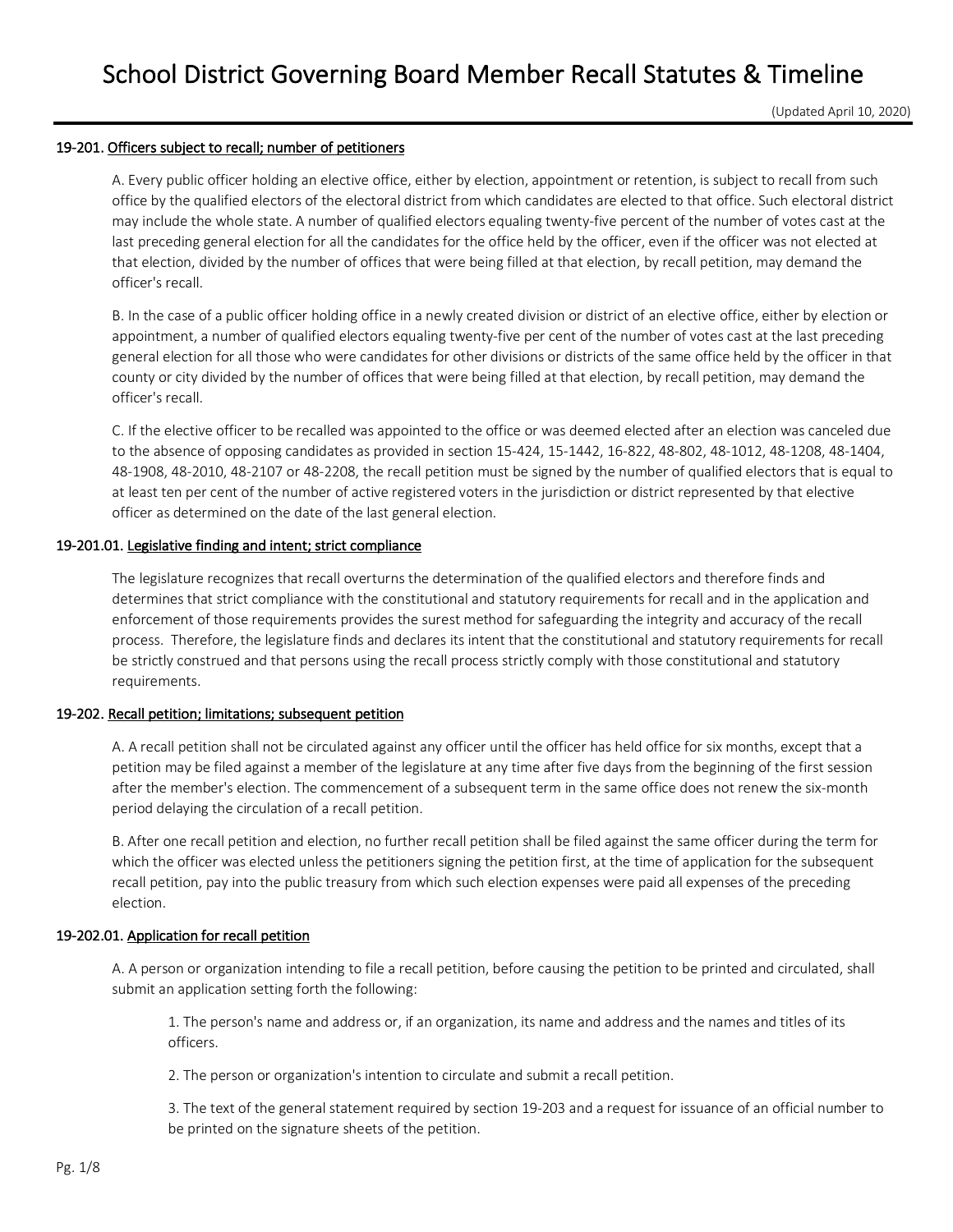# School District Governing Board Member Recall Statutes & Timeline

(Updated April 10, 2020)

**19-201.** Officers subject to recall; number of petitioners

A. Every public officer holding an elective office, either by election, appointment or retention, is subject to recall from such office by the qualified electors of the electoral district from which candidates are elected to that office. Such electoral district may include the whole state. A number of qualified electors equaling twenty-five percent of the number of votes cast at the last preceding general election for all the candidates for the office held by the officer, even if the officer was not elected at that election, divided by the number of offices that were being filled at that election, by recall petition, may demand the officer's recall.

B. In the case of a public officer holding office in a newly created division or district of an elective office, either by election or appointment, a number of qualified electors equaling twenty-five per cent of the number of votes cast at the last preceding general election for all those who were candidates for other divisions or districts of the same office held by the officer in that county or city divided by the number of offices that were being filled at that election, by recall petition, may demand the officer's recall.

C. If the elective officer to be recalled was appointed to the office or was deemed elected after an election was canceled due to the absence of opposing candidates as provided in section 15-424, 15-1442, 16-822, 48-802, 48-1012, 48-1208, 48-1404, 48-1908, 48-2010, 48-2107 or 48-2208, the recall petition must be signed by the number of qualified electors that is equal to at least ten per cent of the number of active registered voters in the jurisdiction or district represented by that elective officer as determined on the date of the last general election.

**19-201.01.** Legislative finding and intent; strict compliance

The legislature recognizes that recall overturns the determination of the qualified electors and therefore finds and determines that strict compliance with the constitutional and statutory requirements for recall and in the application and enforcement of those requirements provides the surest method for safeguarding the integrity and accuracy of the recall process. Therefore, the legislature finds and declares its intent that the constitutional and statutory requirements for recall be strictly construed and that persons using the recall process strictly comply with those constitutional and statutory requirements.

**19-202.** Recall petition; limitations; subsequent petition

A. A recall petition shall not be circulated against any officer until the officer has held office for six months, except that a petition may be filed against a member of the legislature at any time after five days from the beginning of the first session after the member's election. The commencement of a subsequent term in the same office does not renew the six-month period delaying the circulation of a recall petition.

B. After one recall petition and election, no further recall petition shall be filed against the same officer during the term for which the officer was elected unless the petitioners signing the petition first, at the time of application for the subsequent recall petition, pay into the public treasury from which such election expenses were paid all expenses of the preceding election.

**19-202.01.** Application for recall petition

A. A person or organization intending to file a recall petition, before causing the petition to be printed and circulated, shall submit an application setting forth the following:

1. The person's name and address or, if an organization, its name and address and the names and titles of its officers.

2. The person or organization's intention to circulate and submit a recall petition.

3. The text of the general statement required by section 19-203 and a request for issuance of an official number to be printed on the signature sheets of the petition.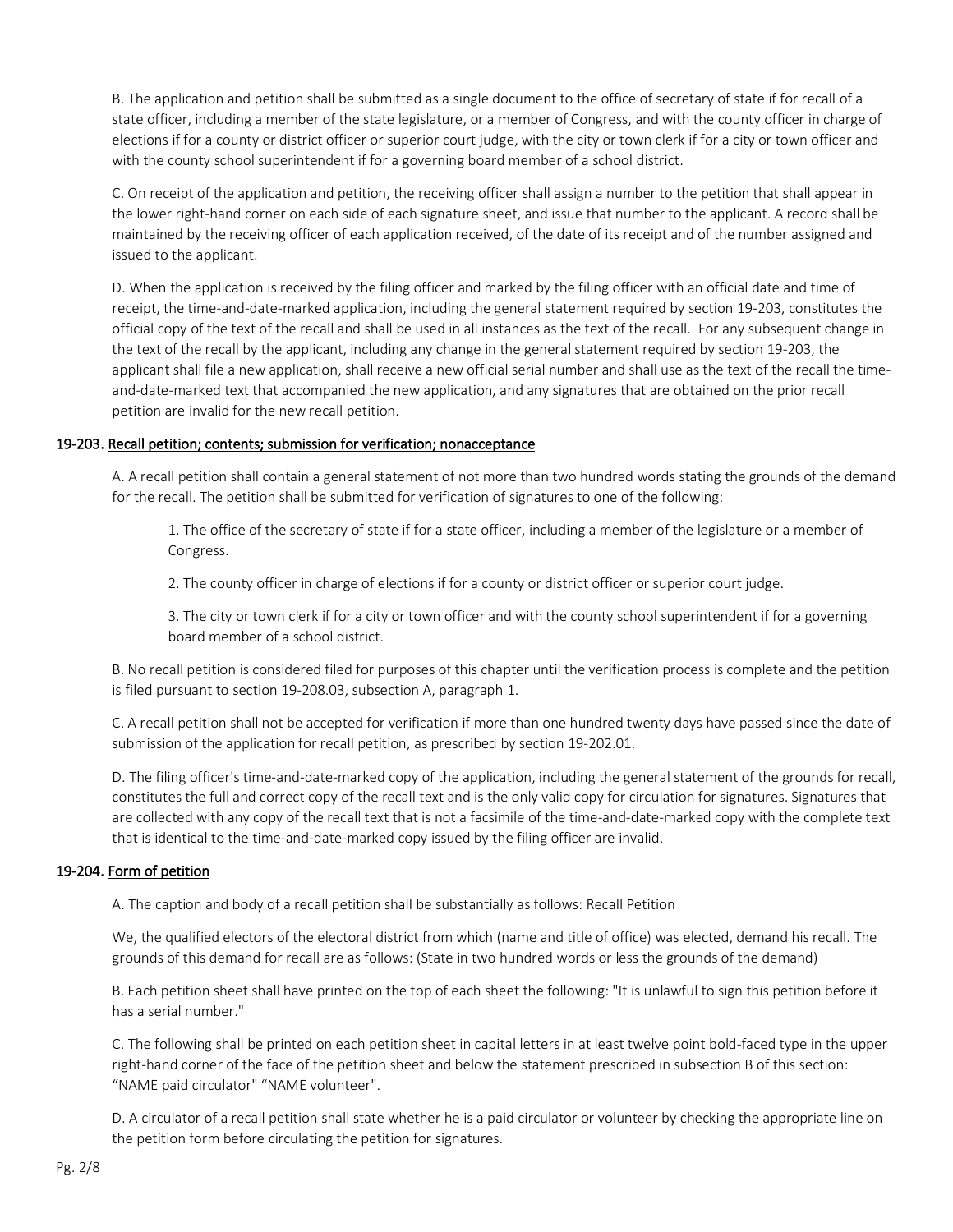B. The application and petition shall be submitted as a single document to the office of secretary of state if for recall of a state officer, including a member of the state legislature, or a member of Congress, and with the county officer in charge of elections if for a county or district officer or superior court judge, with the city or town clerk if for a city or town officer and with the county school superintendent if for a governing board member of a school district.

C. On receipt of the application and petition, the receiving officer shall assign a number to the petition that shall appear in the lower right-hand corner on each side of each signature sheet, and issue that number to the applicant. A record shall be maintained by the receiving officer of each application received, of the date of its receipt and of the number assigned and issued to the applicant.

D. When the application is received by the filing officer and marked by the filing officer with an official date and time of receipt, the time-and-date-marked application, including the general statement required by section 19-203, constitutes the official copy of the text of the recall and shall be used in all instances as the text of the recall. For any subsequent change in the text of the recall by the applicant, including any change in the general statement required by section 19-203, the applicant shall file a new application, shall receive a new official serial number and shall use as the text of the recall the time-and-date-marked text that accompanied the new application, and any signatures that are obtained on the prior recall petition are invalid for the new recall petition.

**19-203. <u>Recall petition; contents; submission for verification; nonacceptance</u>**

A. A recall petition shall contain a general statement of not more than two hundred words stating the grounds of the demand for the recall. The petition shall be submitted for verification of signatures to one of the following:

1. The office of the secretary of state if for a state officer, including a member of the legislature or a member of Congress.

2. The county officer in charge of elections if for a county or district officer or superior court judge.

3. The city or town clerk if for a city or town officer and with the county school superintendent if for a governing board member of a school district.

B. No recall petition is considered filed for purposes of this chapter until the verification process is complete and the petition is filed pursuant to section 19-208.03, subsection A, paragraph 1.

C. A recall petition shall not be accepted for verification if more than one hundred twenty days have passed since the date of submission of the application for recall petition, as prescribed by section 19-202.01.

D. The filing officer's time-and-date-marked copy of the application, including the general statement of the grounds for recall, constitutes the full and correct copy of the recall text and is the only valid copy for circulation for signatures. Signatures that are collected with any copy of the recall text that is not a facsimile of the time-and-date-marked copy with the complete text that is identical to the time-and-date-marked copy issued by the filing officer are invalid.

**19-204. <u>Form of petition</u>**

A. The caption and body of a recall petition shall be substantially as follows: Recall Petition

We, the qualified electors of the electoral district from which (name and title of office) was elected, demand his recall. The grounds of this demand for recall are as follows: (State in two hundred words or less the grounds of the demand)

B. Each petition sheet shall have printed on the top of each sheet the following: "It is unlawful to sign this petition before it has a serial number."

C. The following shall be printed on each petition sheet in capital letters in at least twelve point bold-faced type in the upper right-hand corner of the face of the petition sheet and below the statement prescribed in subsection B of this section: "NAME paid circulator" "NAME volunteer".

D. A circulator of a recall petition shall state whether he is a paid circulator or volunteer by checking the appropriate line on the petition form before circulating the petition for signatures.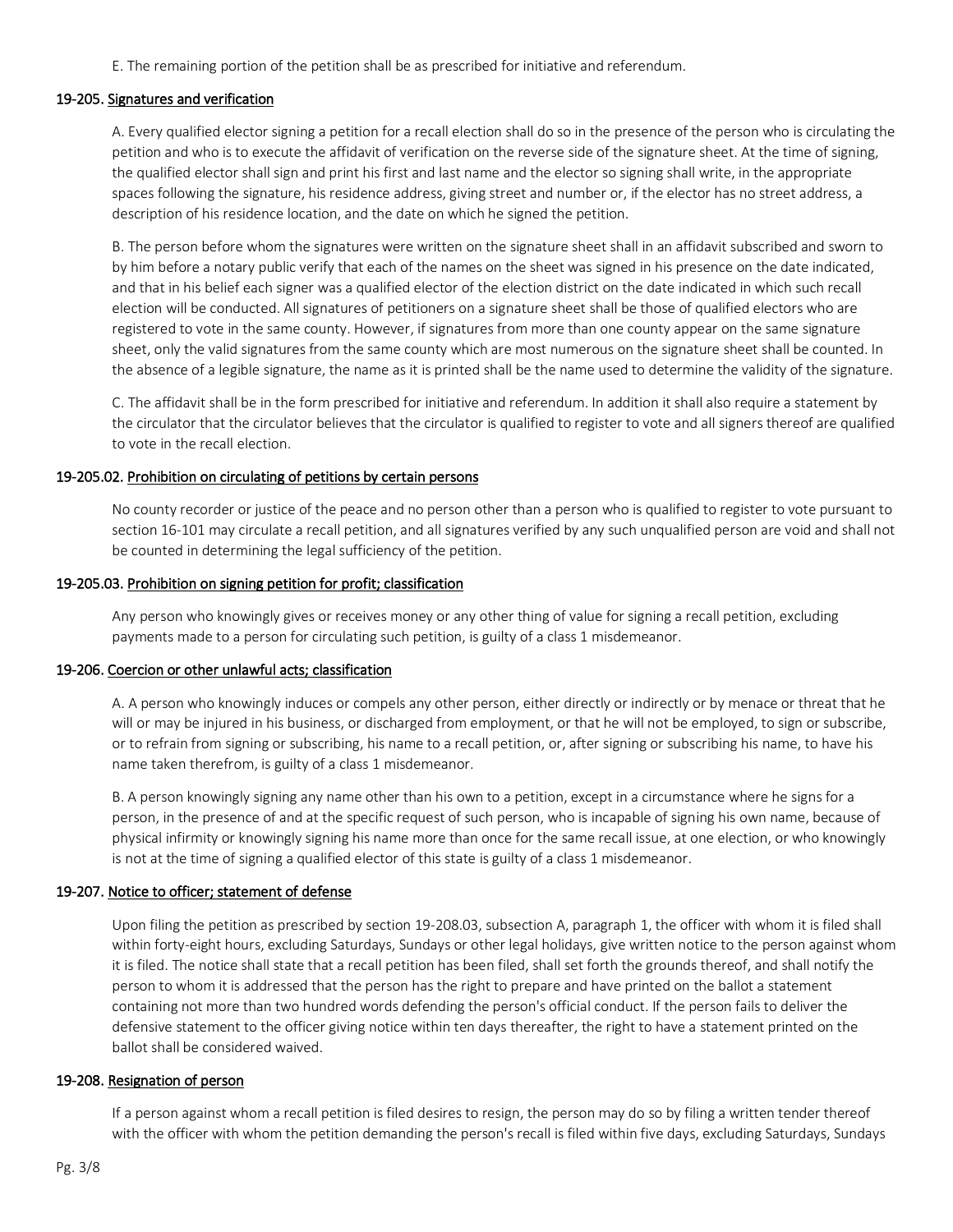E. The remaining portion of the petition shall be as prescribed for initiative and referendum.

### 19-205. Signatures and verification

A. Every qualified elector signing a petition for a recall election shall do so in the presence of the person who is circulating the petition and who is to execute the affidavit of verification on the reverse side of the signature sheet. At the time of signing, the qualified elector shall sign and print his first and last name and the elector so signing shall write, in the appropriate spaces following the signature, his residence address, giving street and number or, if the elector has no street address, a description of his residence location, and the date on which he signed the petition.

B. The person before whom the signatures were written on the signature sheet shall in an affidavit subscribed and sworn to by him before a notary public verify that each of the names on the sheet was signed in his presence on the date indicated, and that in his belief each signer was a qualified elector of the election district on the date indicated in which such recall election will be conducted. All signatures of petitioners on a signature sheet shall be those of qualified electors who are registered to vote in the same county. However, if signatures from more than one county appear on the same signature sheet, only the valid signatures from the same county which are most numerous on the signature sheet shall be counted. In the absence of a legible signature, the name as it is printed shall be the name used to determine the validity of the signature.

C. The affidavit shall be in the form prescribed for initiative and referendum. In addition it shall also require a statement by the circulator that the circulator believes that the circulator is qualified to register to vote and all signers thereof are qualified to vote in the recall election.

### 19-205.02. Prohibition on circulating of petitions by certain persons

No county recorder or justice of the peace and no person other than a person who is qualified to register to vote pursuant to section 16-101 may circulate a recall petition, and all signatures verified by any such unqualified person are void and shall not be counted in determining the legal sufficiency of the petition.

### 19-205.03. Prohibition on signing petition for profit; classification

Any person who knowingly gives or receives money or any other thing of value for signing a recall petition, excluding payments made to a person for circulating such petition, is guilty of a class 1 misdemeanor.

### 19-206. Coercion or other unlawful acts; classification

A. A person who knowingly induces or compels any other person, either directly or indirectly or by menace or threat that he will or may be injured in his business, or discharged from employment, or that he will not be employed, to sign or subscribe, or to refrain from signing or subscribing, his name to a recall petition, or, after signing or subscribing his name, to have his name taken therefrom, is guilty of a class 1 misdemeanor.

B. A person knowingly signing any name other than his own to a petition, except in a circumstance where he signs for a person, in the presence of and at the specific request of such person, who is incapable of signing his own name, because of physical infirmity or knowingly signing his name more than once for the same recall issue, at one election, or who knowingly is not at the time of signing a qualified elector of this state is guilty of a class 1 misdemeanor.

### 19-207. Notice to officer; statement of defense

Upon filing the petition as prescribed by section 19-208.03, subsection A, paragraph 1, the officer with whom it is filed shall within forty-eight hours, excluding Saturdays, Sundays or other legal holidays, give written notice to the person against whom it is filed. The notice shall state that a recall petition has been filed, shall set forth the grounds thereof, and shall notify the person to whom it is addressed that the person has the right to prepare and have printed on the ballot a statement containing not more than two hundred words defending the person's official conduct. If the person fails to deliver the defensive statement to the officer giving notice within ten days thereafter, the right to have a statement printed on the ballot shall be considered waived.

### 19-208. Resignation of person

If a person against whom a recall petition is filed desires to resign, the person may do so by filing a written tender thereof with the officer with whom the petition demanding the person's recall is filed within five days, excluding Saturdays, Sundays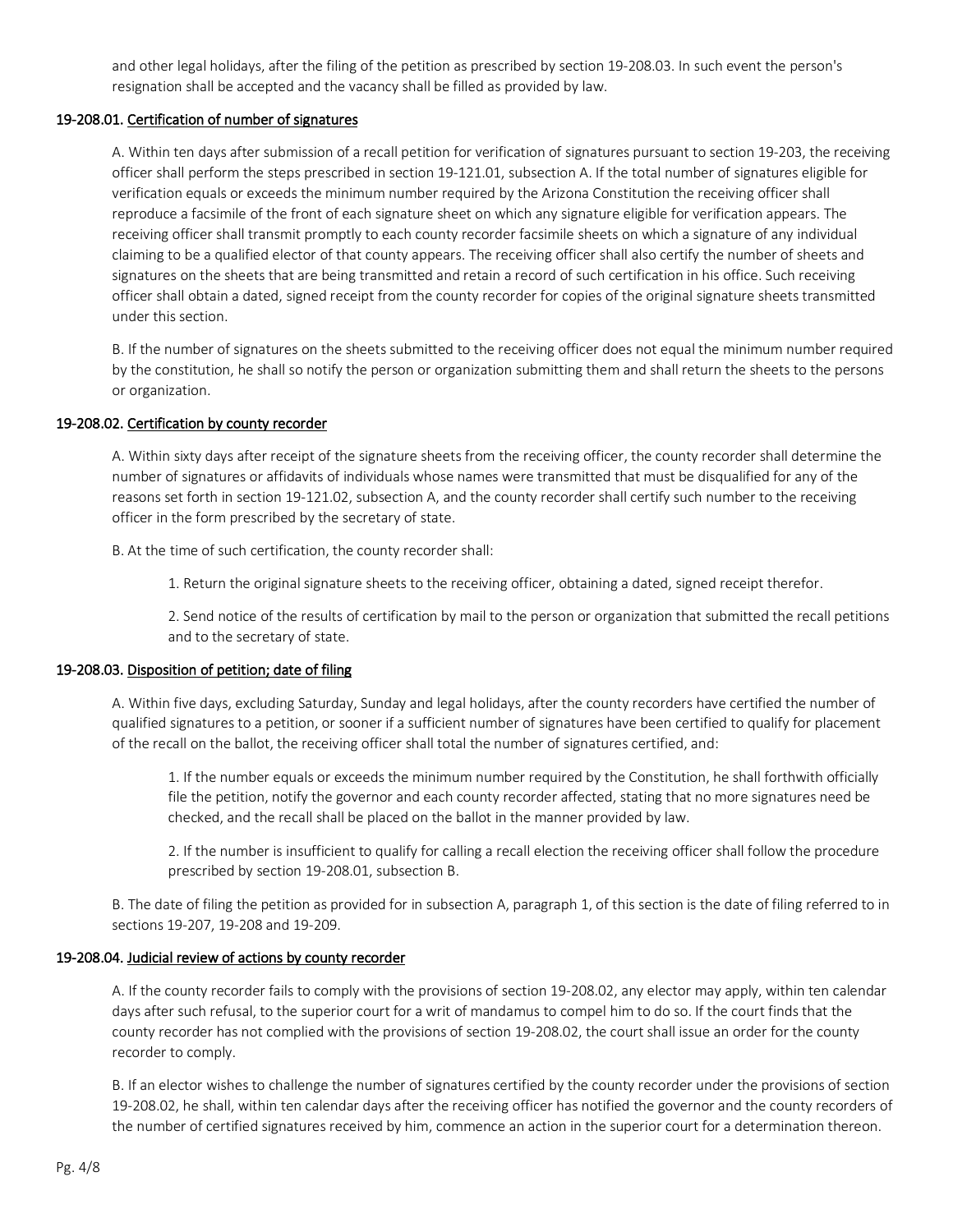and other legal holidays, after the filing of the petition as prescribed by section 19-208.03. In such event the person's resignation shall be accepted and the vacancy shall be filled as provided by law.

### 19-208.01. Certification of number of signatures

A. Within ten days after submission of a recall petition for verification of signatures pursuant to section 19-203, the receiving officer shall perform the steps prescribed in section 19-121.01, subsection A. If the total number of signatures eligible for verification equals or exceeds the minimum number required by the Arizona Constitution the receiving officer shall reproduce a facsimile of the front of each signature sheet on which any signature eligible for verification appears. The receiving officer shall transmit promptly to each county recorder facsimile sheets on which a signature of any individual claiming to be a qualified elector of that county appears. The receiving officer shall also certify the number of sheets and signatures on the sheets that are being transmitted and retain a record of such certification in his office. Such receiving officer shall obtain a dated, signed receipt from the county recorder for copies of the original signature sheets transmitted under this section.

B. If the number of signatures on the sheets submitted to the receiving officer does not equal the minimum number required by the constitution, he shall so notify the person or organization submitting them and shall return the sheets to the persons or organization.

### 19-208.02. Certification by county recorder

A. Within sixty days after receipt of the signature sheets from the receiving officer, the county recorder shall determine the number of signatures or affidavits of individuals whose names were transmitted that must be disqualified for any of the reasons set forth in section 19-121.02, subsection A, and the county recorder shall certify such number to the receiving officer in the form prescribed by the secretary of state.

B. At the time of such certification, the county recorder shall:

1. Return the original signature sheets to the receiving officer, obtaining a dated, signed receipt therefor.

2. Send notice of the results of certification by mail to the person or organization that submitted the recall petitions and to the secretary of state.

### 19-208.03. Disposition of petition; date of filing

A. Within five days, excluding Saturday, Sunday and legal holidays, after the county recorders have certified the number of qualified signatures to a petition, or sooner if a sufficient number of signatures have been certified to qualify for placement of the recall on the ballot, the receiving officer shall total the number of signatures certified, and:

1. If the number equals or exceeds the minimum number required by the Constitution, he shall forthwith officially file the petition, notify the governor and each county recorder affected, stating that no more signatures need be checked, and the recall shall be placed on the ballot in the manner provided by law.

2. If the number is insufficient to qualify for calling a recall election the receiving officer shall follow the procedure prescribed by section 19-208.01, subsection B.

B. The date of filing the petition as provided for in subsection A, paragraph 1, of this section is the date of filing referred to in sections 19-207, 19-208 and 19-209.

### 19-208.04. Judicial review of actions by county recorder

A. If the county recorder fails to comply with the provisions of section 19-208.02, any elector may apply, within ten calendar days after such refusal, to the superior court for a writ of mandamus to compel him to do so. If the court finds that the county recorder has not complied with the provisions of section 19-208.02, the court shall issue an order for the county recorder to comply.

B. If an elector wishes to challenge the number of signatures certified by the county recorder under the provisions of section 19-208.02, he shall, within ten calendar days after the receiving officer has notified the governor and the county recorders of the number of certified signatures received by him, commence an action in the superior court for a determination thereon.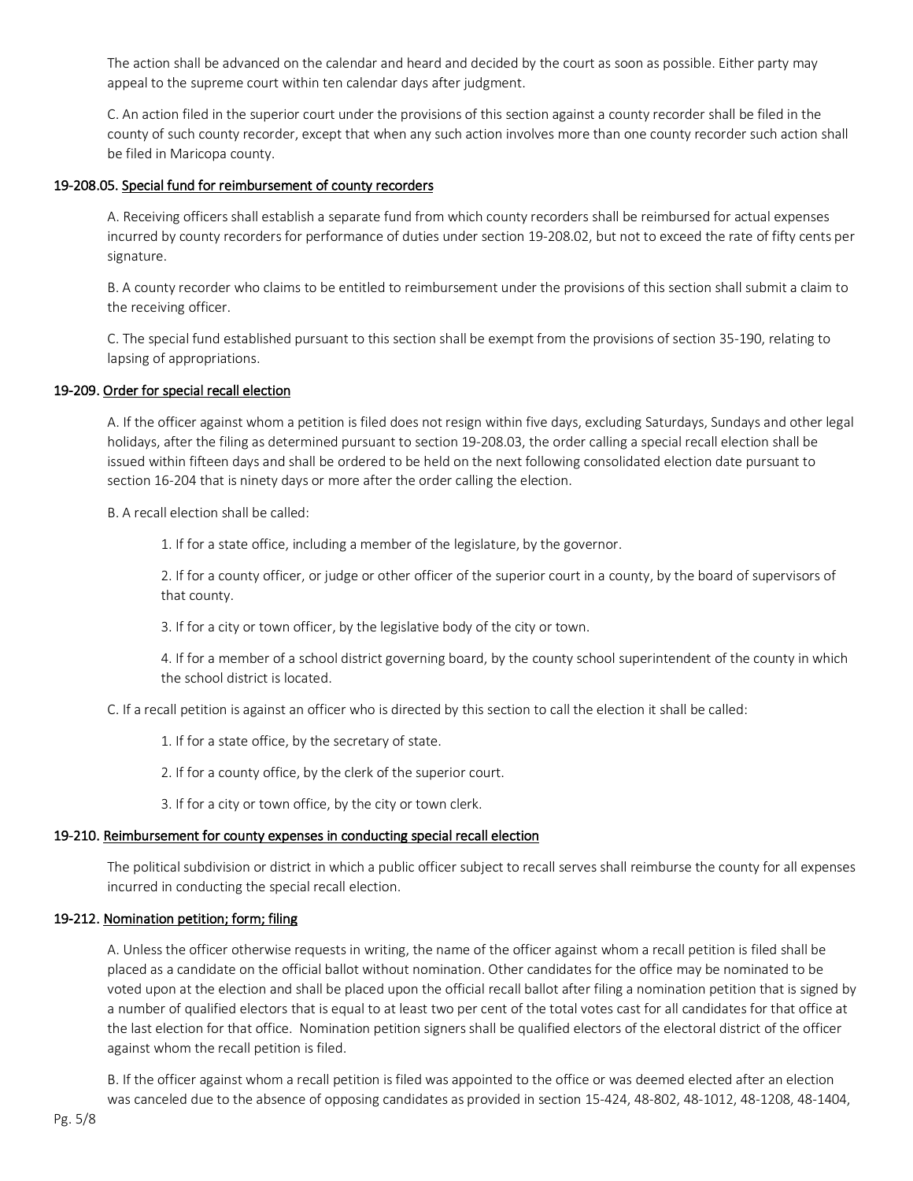The action shall be advanced on the calendar and heard and decided by the court as soon as possible. Either party may appeal to the supreme court within ten calendar days after judgment.

C. An action filed in the superior court under the provisions of this section against a county recorder shall be filed in the county of such county recorder, except that when any such action involves more than one county recorder such action shall be filed in Maricopa county.

#### 19-208.05. Special fund for reimbursement of county recorders

A. Receiving officers shall establish a separate fund from which county recorders shall be reimbursed for actual expenses incurred by county recorders for performance of duties under section 19-208.02, but not to exceed the rate of fifty cents per signature.

B. A county recorder who claims to be entitled to reimbursement under the provisions of this section shall submit a claim to the receiving officer.

C. The special fund established pursuant to this section shall be exempt from the provisions of section 35-190, relating to lapsing of appropriations.

#### 19-209. Order for special recall election

A. If the officer against whom a petition is filed does not resign within five days, excluding Saturdays, Sundays and other legal holidays, after the filing as determined pursuant to section 19-208.03, the order calling a special recall election shall be issued within fifteen days and shall be ordered to be held on the next following consolidated election date pursuant to section 16-204 that is ninety days or more after the order calling the election.

B. A recall election shall be called:

1. If for a state office, including a member of the legislature, by the governor.

2. If for a county officer, or judge or other officer of the superior court in a county, by the board of supervisors of that county.

3. If for a city or town officer, by the legislative body of the city or town.

4. If for a member of a school district governing board, by the county school superintendent of the county in which the school district is located.

C. If a recall petition is against an officer who is directed by this section to call the election it shall be called:

1. If for a state office, by the secretary of state.

2. If for a county office, by the clerk of the superior court.

3. If for a city or town office, by the city or town clerk.

#### 19-210. Reimbursement for county expenses in conducting special recall election

The political subdivision or district in which a public officer subject to recall serves shall reimburse the county for all expenses incurred in conducting the special recall election.

#### 19-212. Nomination petition; form; filing

A. Unless the officer otherwise requests in writing, the name of the officer against whom a recall petition is filed shall be placed as a candidate on the official ballot without nomination. Other candidates for the office may be nominated to be voted upon at the election and shall be placed upon the official recall ballot after filing a nomination petition that is signed by a number of qualified electors that is equal to at least two per cent of the total votes cast for all candidates for that office at the last election for that office. Nomination petition signers shall be qualified electors of the electoral district of the officer against whom the recall petition is filed.

B. If the officer against whom a recall petition is filed was appointed to the office or was deemed elected after an election was canceled due to the absence of opposing candidates as provided in section 15-424, 48-802, 48-1012, 48-1208, 48-1404,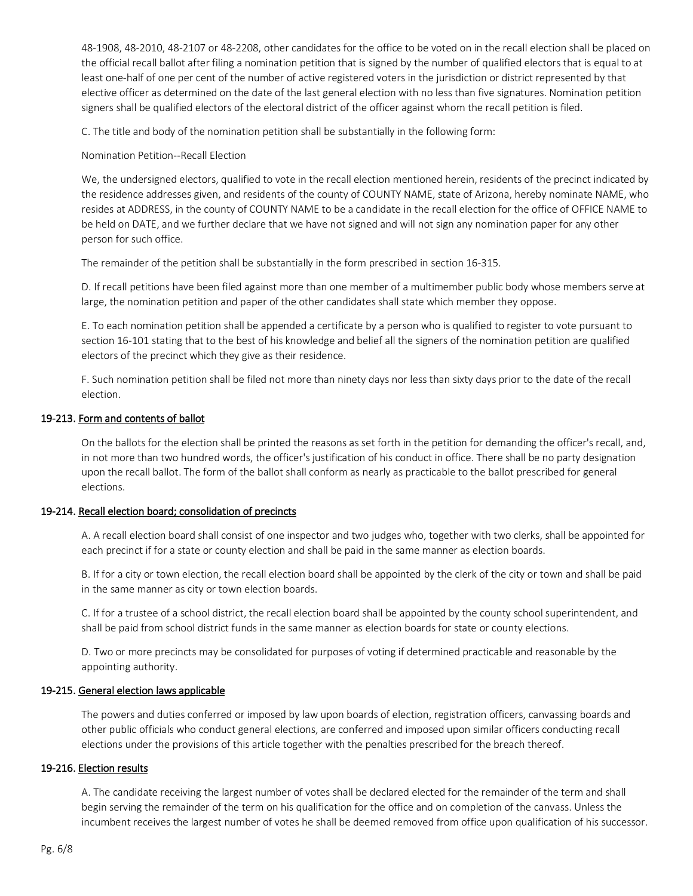48-1908, 48-2010, 48-2107 or 48-2208, other candidates for the office to be voted on in the recall election shall be placed on the official recall ballot after filing a nomination petition that is signed by the number of qualified electors that is equal to at least one-half of one per cent of the number of active registered voters in the jurisdiction or district represented by that elective officer as determined on the date of the last general election with no less than five signatures. Nomination petition signers shall be qualified electors of the electoral district of the officer against whom the recall petition is filed.

C. The title and body of the nomination petition shall be substantially in the following form:

Nomination Petition--Recall Election

We, the undersigned electors, qualified to vote in the recall election mentioned herein, residents of the precinct indicated by the residence addresses given, and residents of the county of COUNTY NAME, state of Arizona, hereby nominate NAME, who resides at ADDRESS, in the county of COUNTY NAME to be a candidate in the recall election for the office of OFFICE NAME to be held on DATE, and we further declare that we have not signed and will not sign any nomination paper for any other person for such office.

The remainder of the petition shall be substantially in the form prescribed in section 16-315.

D. If recall petitions have been filed against more than one member of a multimember public body whose members serve at large, the nomination petition and paper of the other candidates shall state which member they oppose.

E. To each nomination petition shall be appended a certificate by a person who is qualified to register to vote pursuant to section 16-101 stating that to the best of his knowledge and belief all the signers of the nomination petition are qualified electors of the precinct which they give as their residence.

F. Such nomination petition shall be filed not more than ninety days nor less than sixty days prior to the date of the recall election.

### 19-213. Form and contents of ballot

On the ballots for the election shall be printed the reasons as set forth in the petition for demanding the officer's recall, and, in not more than two hundred words, the officer's justification of his conduct in office. There shall be no party designation upon the recall ballot. The form of the ballot shall conform as nearly as practicable to the ballot prescribed for general elections.

### 19-214. Recall election board; consolidation of precincts

A. A recall election board shall consist of one inspector and two judges who, together with two clerks, shall be appointed for each precinct if for a state or county election and shall be paid in the same manner as election boards.

B. If for a city or town election, the recall election board shall be appointed by the clerk of the city or town and shall be paid in the same manner as city or town election boards.

C. If for a trustee of a school district, the recall election board shall be appointed by the county school superintendent, and shall be paid from school district funds in the same manner as election boards for state or county elections.

D. Two or more precincts may be consolidated for purposes of voting if determined practicable and reasonable by the appointing authority.

### 19-215. General election laws applicable

The powers and duties conferred or imposed by law upon boards of election, registration officers, canvassing boards and other public officials who conduct general elections, are conferred and imposed upon similar officers conducting recall elections under the provisions of this article together with the penalties prescribed for the breach thereof.

### 19-216. Election results

A. The candidate receiving the largest number of votes shall be declared elected for the remainder of the term and shall begin serving the remainder of the term on his qualification for the office and on completion of the canvass. Unless the incumbent receives the largest number of votes he shall be deemed removed from office upon qualification of his successor.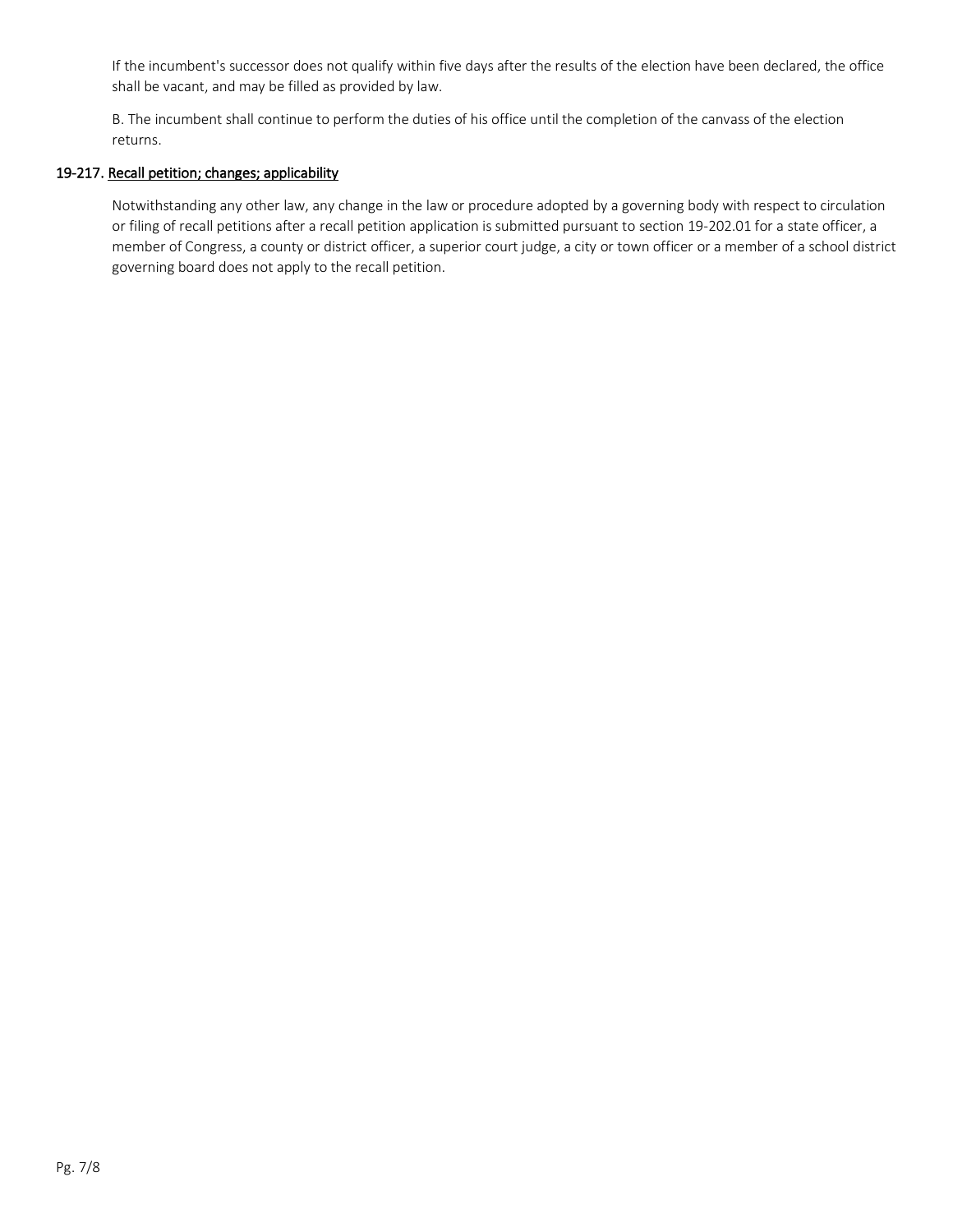If the incumbent's successor does not qualify within five days after the results of the election have been declared, the office shall be vacant, and may be filled as provided by law.

B. The incumbent shall continue to perform the duties of his office until the completion of the canvass of the election returns.

### 19-217. Recall petition; changes; applicability

Notwithstanding any other law, any change in the law or procedure adopted by a governing body with respect to circulation or filing of recall petitions after a recall petition application is submitted pursuant to section 19-202.01 for a state officer, a member of Congress, a county or district officer, a superior court judge, a city or town officer or a member of a school district governing board does not apply to the recall petition.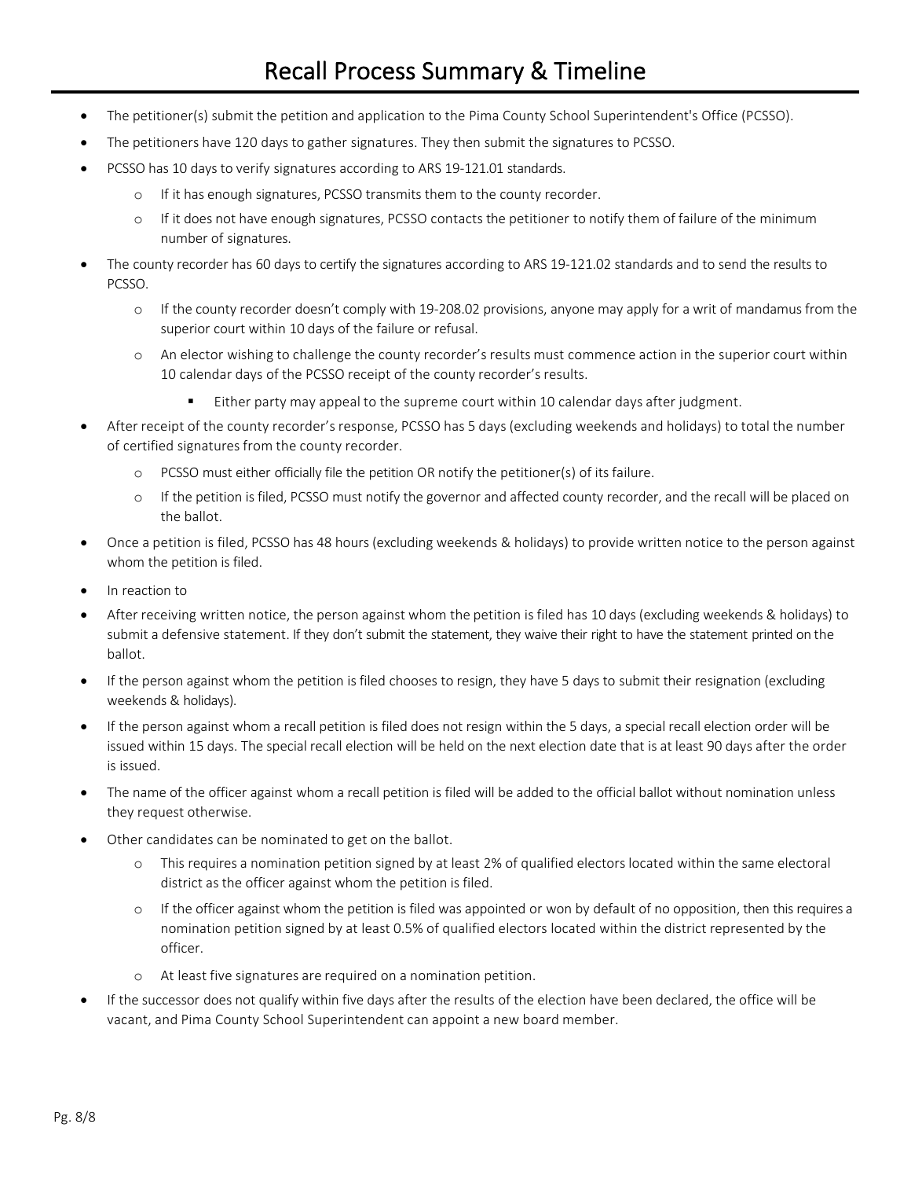# Recall Process Summary & Timeline

- The petitioner(s) submit the petition and application to the Pima County School Superintendent's Office (PCSSO).
- The petitioners have 120 days to gather signatures. They then submit the signatures to PCSSO.
- PCSSO has 10 days to verify signatures according to ARS 19-121.01 standards.
  - If it has enough signatures, PCSSO transmits them to the county recorder.
  - If it does not have enough signatures, PCSSO contacts the petitioner to notify them of failure of the minimum number of signatures.
- The county recorder has 60 days to certify the signatures according to ARS 19-121.02 standards and to send the results to PCSSO.
  - If the county recorder doesn't comply with 19-208.02 provisions, anyone may apply for a writ of mandamus from the superior court within 10 days of the failure or refusal.
  - An elector wishing to challenge the county recorder's results must commence action in the superior court within 10 calendar days of the PCSSO receipt of the county recorder's results.
    - Either party may appeal to the supreme court within 10 calendar days after judgment.
- After receipt of the county recorder's response, PCSSO has 5 days (excluding weekends and holidays) to total the number of certified signatures from the county recorder.
  - PCSSO must either officially file the petition OR notify the petitioner(s) of its failure.
  - If the petition is filed, PCSSO must notify the governor and affected county recorder, and the recall will be placed on the ballot.
- Once a petition is filed, PCSSO has 48 hours (excluding weekends & holidays) to provide written notice to the person against whom the petition is filed.
- In reaction to
- After receiving written notice, the person against whom the petition is filed has 10 days (excluding weekends & holidays) to submit a defensive statement. If they don't submit the statement, they waive their right to have the statement printed on the ballot.
- If the person against whom the petition is filed chooses to resign, they have 5 days to submit their resignation (excluding weekends & holidays).
- If the person against whom a recall petition is filed does not resign within the 5 days, a special recall election order will be issued within 15 days. The special recall election will be held on the next election date that is at least 90 days after the order is issued.
- The name of the officer against whom a recall petition is filed will be added to the official ballot without nomination unless they request otherwise.
- Other candidates can be nominated to get on the ballot.
  - This requires a nomination petition signed by at least 2% of qualified electors located within the same electoral district as the officer against whom the petition is filed.
  - If the officer against whom the petition is filed was appointed or won by default of no opposition, then this requires a nomination petition signed by at least 0.5% of qualified electors located within the district represented by the officer.
  - At least five signatures are required on a nomination petition.
- If the successor does not qualify within five days after the results of the election have been declared, the office will be vacant, and Pima County School Superintendent can appoint a new board member.